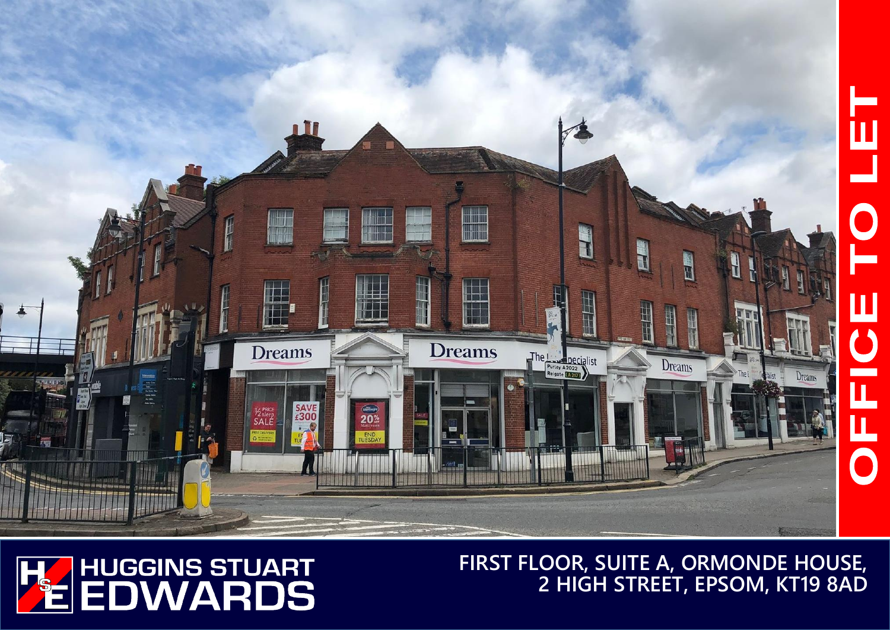# OFFICE TO LET

HUGGINS STUART EDWARDS

## FIRST FLOOR, SUITE A, ORMONDE HOUSE, 2 HIGH STREET, EPSOM, KT19 8AD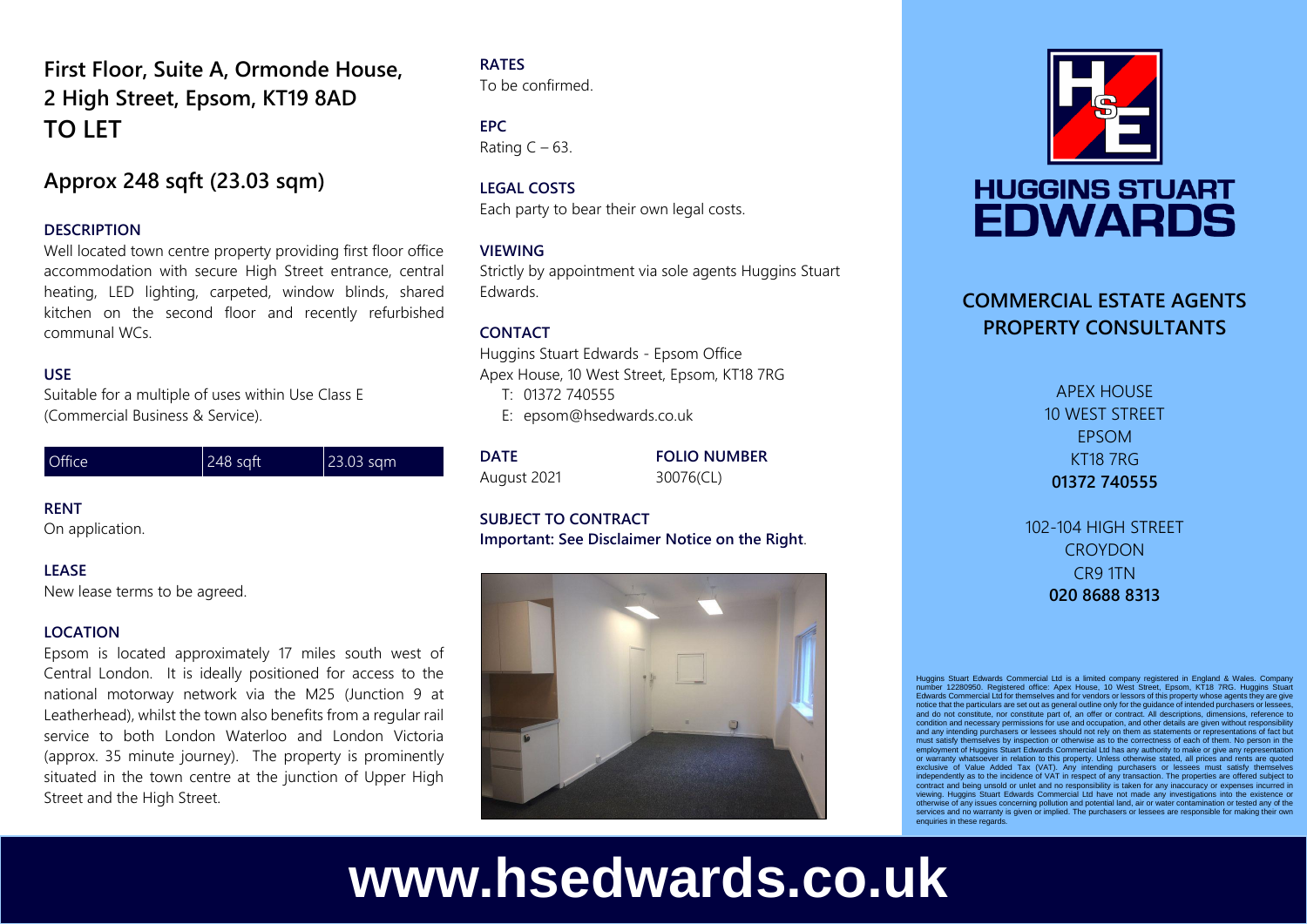# First Floor, Suite A, Ormonde House, 2 High Street, Epsom, KT19 8AD
# TO LET

## Approx 248 sqft (23.03 sqm)

### DESCRIPTION
Well located town centre property providing first floor office accommodation with secure High Street entrance, central heating, LED lighting, carpeted, window blinds, shared kitchen on the second floor and recently refurbished communal WCs.

### USE
Suitable for a multiple of uses within Use Class E (Commercial Business & Service).

| | | |
|---|---|---|
| Office | 248 sqft | 23.03 sqm |

### RENT
On application.

### LEASE
New lease terms to be agreed.

### LOCATION
Epsom is located approximately 17 miles south west of Central London. It is ideally positioned for access to the national motorway network via the M25 (Junction 9 at Leatherhead), whilst the town also benefits from a regular rail service to both London Waterloo and London Victoria (approx. 35 minute journey). The property is prominently situated in the town centre at the junction of Upper High Street and the High Street.

### RATES
To be confirmed.

### EPC
Rating C – 63.

### LEGAL COSTS
Each party to bear their own legal costs.

### VIEWING
Strictly by appointment via sole agents Huggins Stuart Edwards.

### CONTACT
Huggins Stuart Edwards - Epsom Office
Apex House, 10 West Street, Epsom, KT18 7RG
T: 01372 740555
E: epsom@hsedwards.co.uk

**DATE**
August 2021

**FOLIO NUMBER**
30076(CL)

**SUBJECT TO CONTRACT**
**Important: See Disclaimer Notice on the Right.**

## HUGGINS STUART EDWARDS

### COMMERCIAL ESTATE AGENTS
### PROPERTY CONSULTANTS

APEX HOUSE
10 WEST STREET
EPSOM
KT18 7RG
**01372 740555**

102-104 HIGH STREET
CROYDON
CR9 1TN
**020 8688 8313**

Huggins Stuart Edwards Commercial Ltd is a limited company registered in England & Wales. Company number 12280950. Registered office: Apex House, 10 West Street, Epsom, KT18 7RG. Huggins Stuart Edwards Commercial Ltd for themselves and for vendors or lessors of this property whose agents they are give notice that the particulars are set out as general outline only for the guidance of intended purchasers or lessees, and do not constitute, nor constitute part of, an offer or contract. All descriptions, dimensions, reference to condition and necessary permissions for use and occupation, and other details are given without responsibility and any intending purchasers or lessees should not rely on them as statements or representations of fact but must satisfy themselves by inspection or otherwise as to the correctness of each of them. No person in the employment of Huggins Stuart Edwards Commercial Ltd has any authority to make or give any representation or warranty whatsoever in relation to this property. Unless otherwise stated, all prices and rents are quoted exclusive of Value Added Tax (VAT). Any intending purchasers or lessees must satisfy themselves independently as to the incidence of VAT in respect of any transaction. The properties are offered subject to contract and being unsold or unlet and no responsibility is taken for any inaccuracy or expenses incurred in viewing. Huggins Stuart Edwards Commercial Ltd have not made any investigations into the existence or otherwise of any issues concerning pollution and potential land, air or water contamination or tested any of the services and no warranty is given or implied. The purchasers or lessees are responsible for making their own enquiries in these regards.

**www.hsedwards.co.uk**